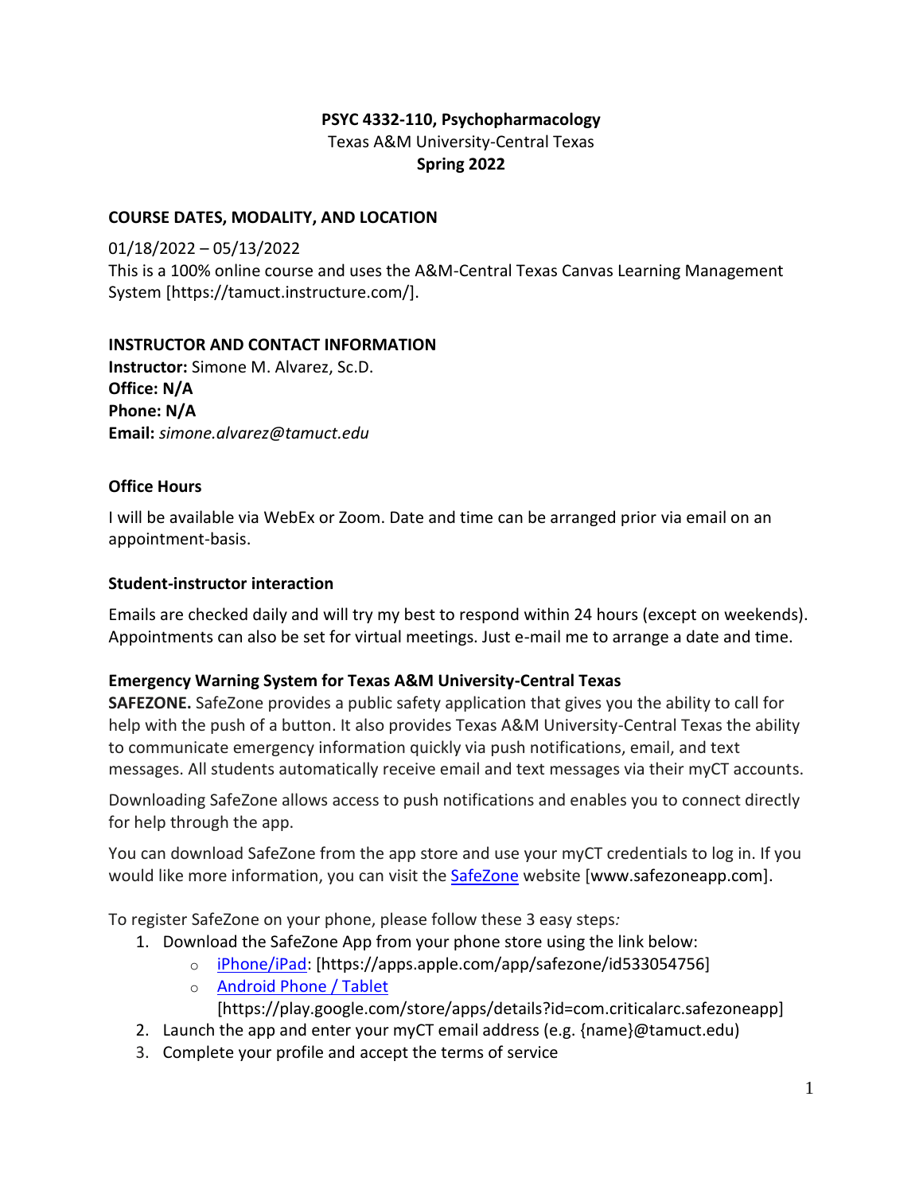**PSYC 4332-110, Psychopharmacology**
Texas A&M University-Central Texas
**Spring 2022**

## COURSE DATES, MODALITY, AND LOCATION

01/18/2022 – 05/13/2022
This is a 100% online course and uses the A&M-Central Texas Canvas Learning Management System [https://tamuct.instructure.com/].

## INSTRUCTOR AND CONTACT INFORMATION

**Instructor:** Simone M. Alvarez, Sc.D.
**Office: N/A**
**Phone: N/A**
**Email:** *simone.alvarez@tamuct.edu*

### Office Hours

I will be available via WebEx or Zoom. Date and time can be arranged prior via email on an appointment-basis.

### Student-instructor interaction

Emails are checked daily and will try my best to respond within 24 hours (except on weekends). Appointments can also be set for virtual meetings. Just e-mail me to arrange a date and time.

### Emergency Warning System for Texas A&M University-Central Texas

**SAFEZONE.** SafeZone provides a public safety application that gives you the ability to call for help with the push of a button. It also provides Texas A&M University-Central Texas the ability to communicate emergency information quickly via push notifications, email, and text messages. All students automatically receive email and text messages via their myCT accounts.

Downloading SafeZone allows access to push notifications and enables you to connect directly for help through the app.

You can download SafeZone from the app store and use your myCT credentials to log in. If you would like more information, you can visit the SafeZone website [www.safezoneapp.com].

To register SafeZone on your phone, please follow these 3 easy steps*:*

1. Download the SafeZone App from your phone store using the link below:
   - iPhone/iPad: [https://apps.apple.com/app/safezone/id533054756]
   - Android Phone / Tablet [https://play.google.com/store/apps/details?id=com.criticalarc.safezoneapp]
2. Launch the app and enter your myCT email address (e.g. {name}@tamuct.edu)
3. Complete your profile and accept the terms of service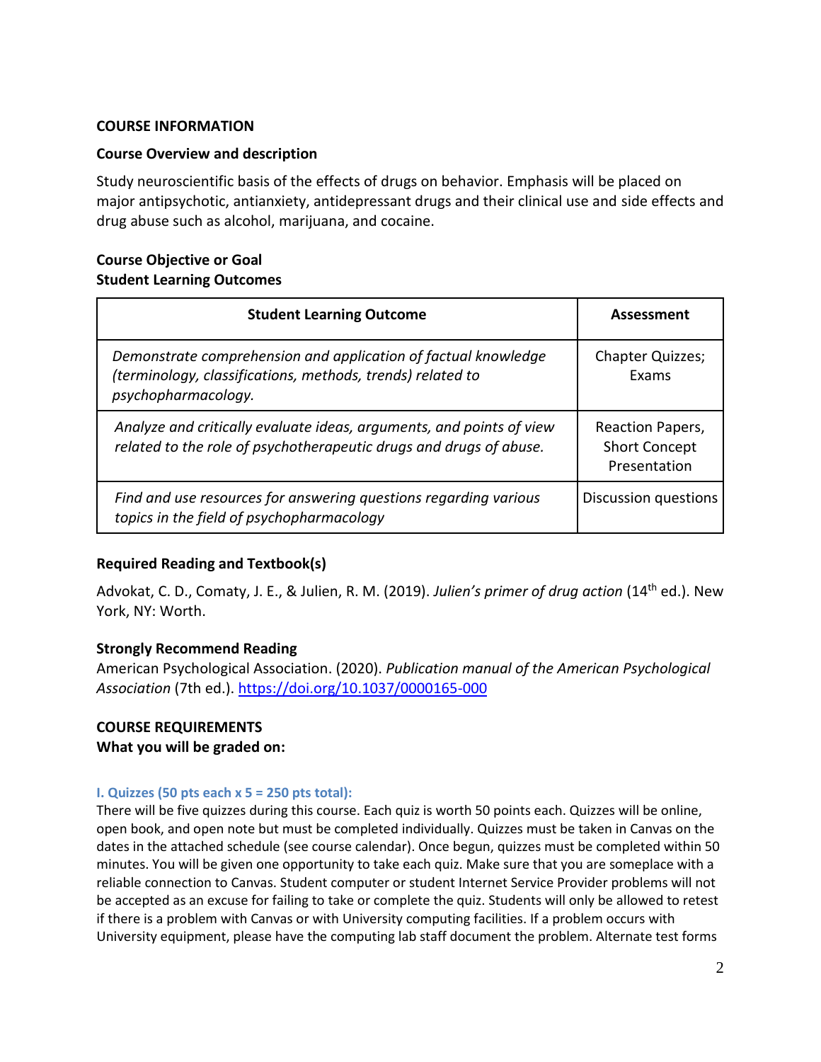## COURSE INFORMATION

### Course Overview and description

Study neuroscientific basis of the effects of drugs on behavior. Emphasis will be placed on major antipsychotic, antianxiety, antidepressant drugs and their clinical use and side effects and drug abuse such as alcohol, marijuana, and cocaine.

### Course Objective or Goal

### Student Learning Outcomes

| Student Learning Outcome | Assessment |
|---|---|
| *Demonstrate comprehension and application of factual knowledge (terminology, classifications, methods, trends) related to psychopharmacology.* | Chapter Quizzes; Exams |
| *Analyze and critically evaluate ideas, arguments, and points of view related to the role of psychotherapeutic drugs and drugs of abuse.* | Reaction Papers, Short Concept Presentation |
| *Find and use resources for answering questions regarding various topics in the field of psychopharmacology* | Discussion questions |

### Required Reading and Textbook(s)

Advokat, C. D., Comaty, J. E., & Julien, R. M. (2019). *Julien's primer of drug action* (14th ed.). New York, NY: Worth.

### Strongly Recommend Reading

American Psychological Association. (2020). *Publication manual of the American Psychological Association* (7th ed.). https://doi.org/10.1037/0000165-000

## COURSE REQUIREMENTS

### What you will be graded on:

#### I. Quizzes (50 pts each x 5 = 250 pts total):

There will be five quizzes during this course. Each quiz is worth 50 points each. Quizzes will be online, open book, and open note but must be completed individually. Quizzes must be taken in Canvas on the dates in the attached schedule (see course calendar). Once begun, quizzes must be completed within 50 minutes. You will be given one opportunity to take each quiz. Make sure that you are someplace with a reliable connection to Canvas. Student computer or student Internet Service Provider problems will not be accepted as an excuse for failing to take or complete the quiz. Students will only be allowed to retest if there is a problem with Canvas or with University computing facilities. If a problem occurs with University equipment, please have the computing lab staff document the problem. Alternate test forms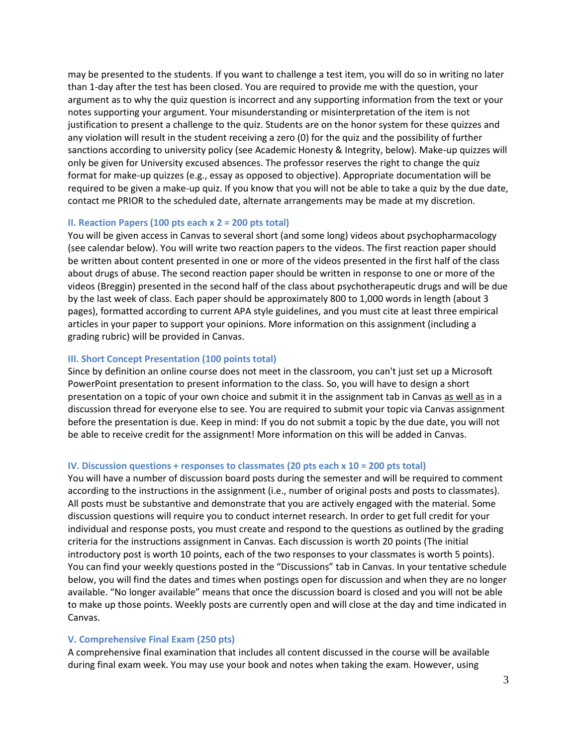may be presented to the students. If you want to challenge a test item, you will do so in writing no later than 1-day after the test has been closed. You are required to provide me with the question, your argument as to why the quiz question is incorrect and any supporting information from the text or your notes supporting your argument. Your misunderstanding or misinterpretation of the item is not justification to present a challenge to the quiz. Students are on the honor system for these quizzes and any violation will result in the student receiving a zero (0) for the quiz and the possibility of further sanctions according to university policy (see Academic Honesty & Integrity, below). Make-up quizzes will only be given for University excused absences. The professor reserves the right to change the quiz format for make-up quizzes (e.g., essay as opposed to objective). Appropriate documentation will be required to be given a make-up quiz. If you know that you will not be able to take a quiz by the due date, contact me PRIOR to the scheduled date, alternate arrangements may be made at my discretion.

### II. Reaction Papers (100 pts each x 2 = 200 pts total)

You will be given access in Canvas to several short (and some long) videos about psychopharmacology (see calendar below). You will write two reaction papers to the videos. The first reaction paper should be written about content presented in one or more of the videos presented in the first half of the class about drugs of abuse. The second reaction paper should be written in response to one or more of the videos (Breggin) presented in the second half of the class about psychotherapeutic drugs and will be due by the last week of class. Each paper should be approximately 800 to 1,000 words in length (about 3 pages), formatted according to current APA style guidelines, and you must cite at least three empirical articles in your paper to support your opinions. More information on this assignment (including a grading rubric) will be provided in Canvas.

### III. Short Concept Presentation (100 points total)

Since by definition an online course does not meet in the classroom, you can't just set up a Microsoft PowerPoint presentation to present information to the class. So, you will have to design a short presentation on a topic of your own choice and submit it in the assignment tab in Canvas as well as in a discussion thread for everyone else to see. You are required to submit your topic via Canvas assignment before the presentation is due. Keep in mind: If you do not submit a topic by the due date, you will not be able to receive credit for the assignment! More information on this will be added in Canvas.

### IV. Discussion questions + responses to classmates (20 pts each x 10 = 200 pts total)

You will have a number of discussion board posts during the semester and will be required to comment according to the instructions in the assignment (i.e., number of original posts and posts to classmates). All posts must be substantive and demonstrate that you are actively engaged with the material. Some discussion questions will require you to conduct internet research. In order to get full credit for your individual and response posts, you must create and respond to the questions as outlined by the grading criteria for the instructions assignment in Canvas. Each discussion is worth 20 points (The initial introductory post is worth 10 points, each of the two responses to your classmates is worth 5 points). You can find your weekly questions posted in the "Discussions" tab in Canvas. In your tentative schedule below, you will find the dates and times when postings open for discussion and when they are no longer available. "No longer available" means that once the discussion board is closed and you will not be able to make up those points. Weekly posts are currently open and will close at the day and time indicated in Canvas.

### V. Comprehensive Final Exam (250 pts)

A comprehensive final examination that includes all content discussed in the course will be available during final exam week. You may use your book and notes when taking the exam. However, using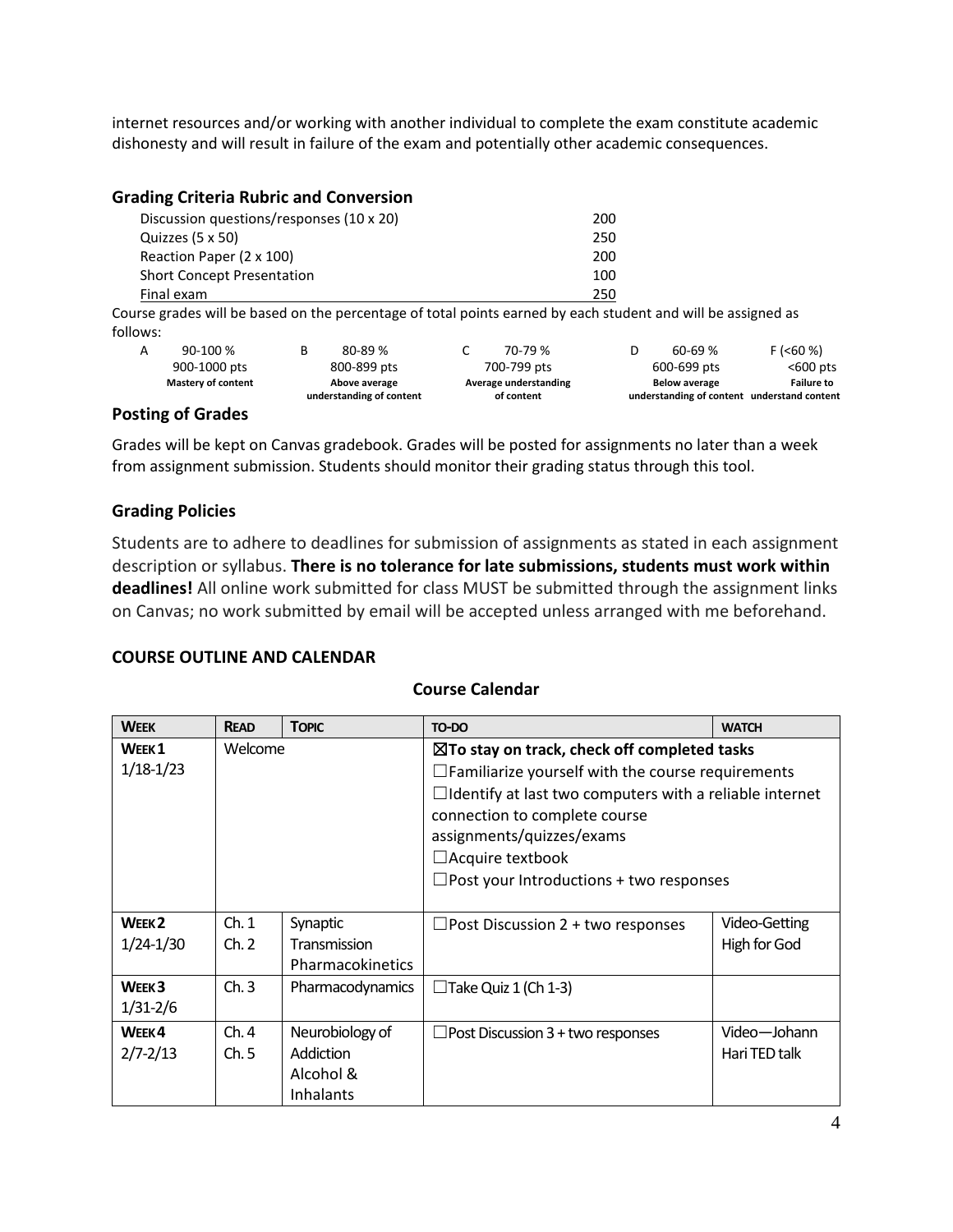internet resources and/or working with another individual to complete the exam constitute academic dishonesty and will result in failure of the exam and potentially other academic consequences.

### Grading Criteria Rubric and Conversion

| | |
|---|---|
| Discussion questions/responses (10 x 20) | 200 |
| Quizzes (5 x 50) | 250 |
| Reaction Paper (2 x 100) | 200 |
| Short Concept Presentation | 100 |
| Final exam | 250 |

Course grades will be based on the percentage of total points earned by each student and will be assigned as follows:

| A 90-100 % | B 80-89 % | C 70-79 % | D 60-69 % | F (<60 %) |
|---|---|---|---|---|
| 900-1000 pts | 800-899 pts | 700-799 pts | 600-699 pts | <600 pts |
| **Mastery of content** | **Above average understanding of content** | **Average understanding of content** | **Below average understanding of content** | **Failure to understand content** |

### Posting of Grades

Grades will be kept on Canvas gradebook. Grades will be posted for assignments no later than a week from assignment submission. Students should monitor their grading status through this tool.

### Grading Policies

Students are to adhere to deadlines for submission of assignments as stated in each assignment description or syllabus. **There is no tolerance for late submissions, students must work within deadlines!** All online work submitted for class MUST be submitted through the assignment links on Canvas; no work submitted by email will be accepted unless arranged with me beforehand.

### COURSE OUTLINE AND CALENDAR

**Course Calendar**

| WEEK | READ | TOPIC | TO-DO | WATCH |
|---|---|---|---|---|
| WEEK 1 1/18-1/23 | Welcome | | ☒**To stay on track, check off completed tasks**<br>☐Familiarize yourself with the course requirements<br>☐Identify at last two computers with a reliable internet connection to complete course assignments/quizzes/exams<br>☐Acquire textbook<br>☐Post your Introductions + two responses | |
| WEEK 2 1/24-1/30 | Ch. 1<br>Ch. 2 | Synaptic Transmission<br>Pharmacokinetics | ☐Post Discussion 2 + two responses | Video-Getting High for God |
| WEEK 3 1/31-2/6 | Ch. 3 | Pharmacodynamics | ☐Take Quiz 1 (Ch 1-3) | |
| WEEK 4 2/7-2/13 | Ch. 4<br>Ch. 5 | Neurobiology of Addiction<br>Alcohol & Inhalants | ☐Post Discussion 3 + two responses | Video—Johann Hari TED talk |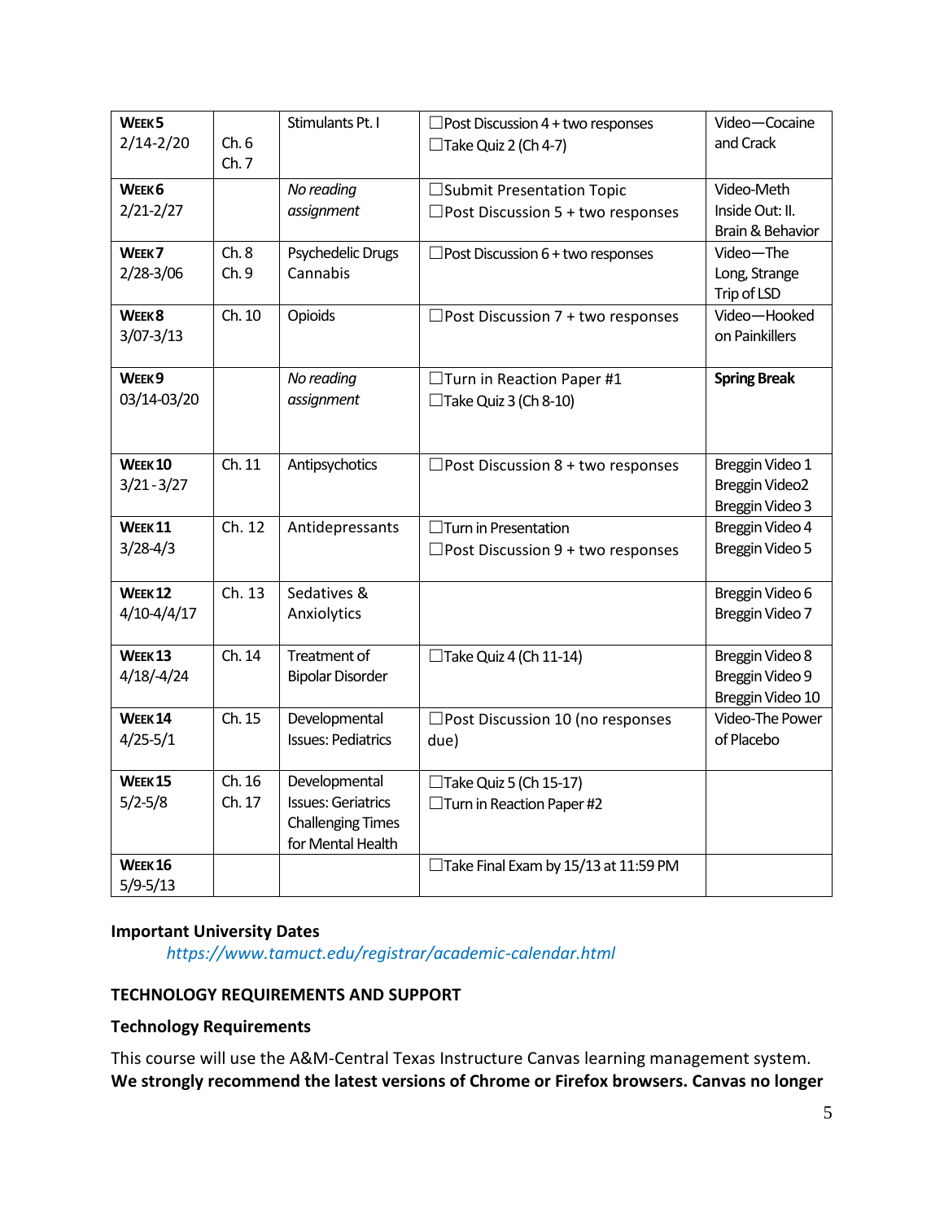| **Week 5** 2/14-2/20 | Ch. 6 Ch. 7 | Stimulants Pt. I | ☐Post Discussion 4 + two responses ☐Take Quiz 2 (Ch 4-7) | Video—Cocaine and Crack |
|---|---|---|---|---|
| **Week 6** 2/21-2/27 | | *No reading assignment* | ☐Submit Presentation Topic ☐Post Discussion 5 + two responses | Video-Meth Inside Out: II. Brain & Behavior |
| **Week 7** 2/28-3/06 | Ch. 8 Ch. 9 | Psychedelic Drugs Cannabis | ☐Post Discussion 6 + two responses | Video—The Long, Strange Trip of LSD |
| **Week 8** 3/07-3/13 | Ch. 10 | Opioids | ☐Post Discussion 7 + two responses | Video—Hooked on Painkillers |
| **Week 9** 03/14-03/20 | | *No reading assignment* | ☐Turn in Reaction Paper #1 ☐Take Quiz 3 (Ch 8-10) | **Spring Break** |
| **Week 10** 3/21 - 3/27 | Ch. 11 | Antipsychotics | ☐Post Discussion 8 + two responses | Breggin Video 1 Breggin Video2 Breggin Video 3 |
| **Week 11** 3/28-4/3 | Ch. 12 | Antidepressants | ☐Turn in Presentation ☐Post Discussion 9 + two responses | Breggin Video 4 Breggin Video 5 |
| **Week 12** 4/10-4/4/17 | Ch. 13 | Sedatives & Anxiolytics | | Breggin Video 6 Breggin Video 7 |
| **Week 13** 4/18/-4/24 | Ch. 14 | Treatment of Bipolar Disorder | ☐Take Quiz 4 (Ch 11-14) | Breggin Video 8 Breggin Video 9 Breggin Video 10 |
| **Week 14** 4/25-5/1 | Ch. 15 | Developmental Issues: Pediatrics | ☐Post Discussion 10 (no responses due) | Video-The Power of Placebo |
| **Week 15** 5/2-5/8 | Ch. 16 Ch. 17 | Developmental Issues: Geriatrics Challenging Times for Mental Health | ☐Take Quiz 5 (Ch 15-17) ☐Turn in Reaction Paper #2 | |
| **Week 16** 5/9-5/13 | | | ☐Take Final Exam by 15/13 at 11:59 PM | |

**Important University Dates**

*https://www.tamuct.edu/registrar/academic-calendar.html*

## TECHNOLOGY REQUIREMENTS AND SUPPORT

### Technology Requirements

This course will use the A&M-Central Texas Instructure Canvas learning management system. **We strongly recommend the latest versions of Chrome or Firefox browsers. Canvas no longer**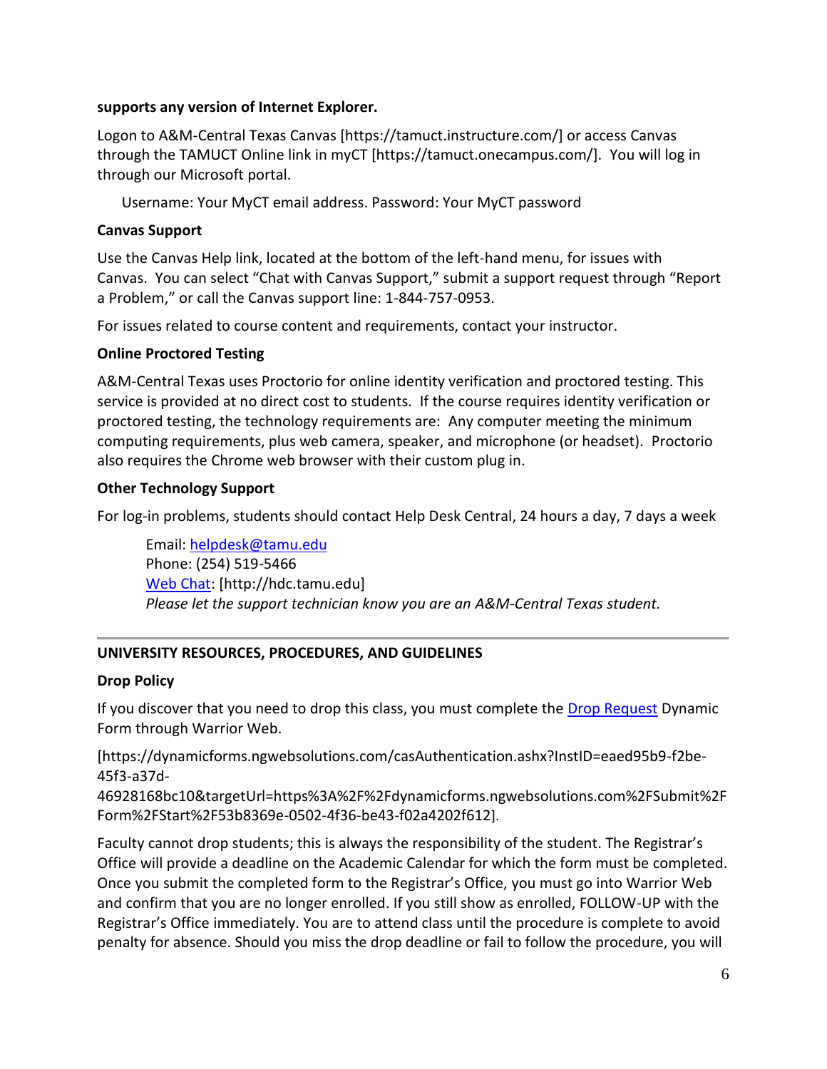**supports any version of Internet Explorer.**

Logon to A&M-Central Texas Canvas [https://tamuct.instructure.com/] or access Canvas through the TAMUCT Online link in myCT [https://tamuct.onecampus.com/]. You will log in through our Microsoft portal.

Username: Your MyCT email address. Password: Your MyCT password

**Canvas Support**

Use the Canvas Help link, located at the bottom of the left-hand menu, for issues with Canvas. You can select "Chat with Canvas Support," submit a support request through "Report a Problem," or call the Canvas support line: 1-844-757-0953.

For issues related to course content and requirements, contact your instructor.

**Online Proctored Testing**

A&M-Central Texas uses Proctorio for online identity verification and proctored testing. This service is provided at no direct cost to students. If the course requires identity verification or proctored testing, the technology requirements are: Any computer meeting the minimum computing requirements, plus web camera, speaker, and microphone (or headset). Proctorio also requires the Chrome web browser with their custom plug in.

**Other Technology Support**

For log-in problems, students should contact Help Desk Central, 24 hours a day, 7 days a week

Email: helpdesk@tamu.edu
Phone: (254) 519-5466
Web Chat: [http://hdc.tamu.edu]
*Please let the support technician know you are an A&M-Central Texas student.*

---

**UNIVERSITY RESOURCES, PROCEDURES, AND GUIDELINES**

**Drop Policy**

If you discover that you need to drop this class, you must complete the Drop Request Dynamic Form through Warrior Web.

[https://dynamicforms.ngwebsolutions.com/casAuthentication.ashx?InstID=eaed95b9-f2be-45f3-a37d-46928168bc10&targetUrl=https%3A%2F%2Fdynamicforms.ngwebsolutions.com%2FSubmit%2FForm%2FStart%2F53b8369e-0502-4f36-be43-f02a4202f612].

Faculty cannot drop students; this is always the responsibility of the student. The Registrar's Office will provide a deadline on the Academic Calendar for which the form must be completed. Once you submit the completed form to the Registrar's Office, you must go into Warrior Web and confirm that you are no longer enrolled. If you still show as enrolled, FOLLOW-UP with the Registrar's Office immediately. You are to attend class until the procedure is complete to avoid penalty for absence. Should you miss the drop deadline or fail to follow the procedure, you will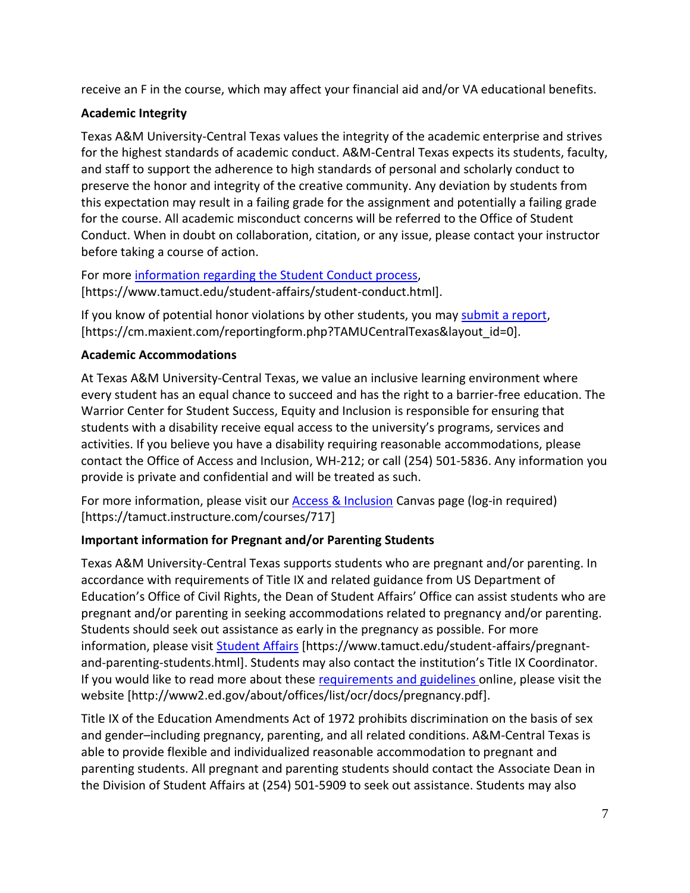receive an F in the course, which may affect your financial aid and/or VA educational benefits.

**Academic Integrity**

Texas A&M University-Central Texas values the integrity of the academic enterprise and strives for the highest standards of academic conduct. A&M-Central Texas expects its students, faculty, and staff to support the adherence to high standards of personal and scholarly conduct to preserve the honor and integrity of the creative community. Any deviation by students from this expectation may result in a failing grade for the assignment and potentially a failing grade for the course. All academic misconduct concerns will be referred to the Office of Student Conduct. When in doubt on collaboration, citation, or any issue, please contact your instructor before taking a course of action.

For more information regarding the Student Conduct process, [https://www.tamuct.edu/student-affairs/student-conduct.html].

If you know of potential honor violations by other students, you may submit a report, [https://cm.maxient.com/reportingform.php?TAMUCentralTexas&layout_id=0].

**Academic Accommodations**

At Texas A&M University-Central Texas, we value an inclusive learning environment where every student has an equal chance to succeed and has the right to a barrier-free education. The Warrior Center for Student Success, Equity and Inclusion is responsible for ensuring that students with a disability receive equal access to the university's programs, services and activities. If you believe you have a disability requiring reasonable accommodations, please contact the Office of Access and Inclusion, WH-212; or call (254) 501-5836. Any information you provide is private and confidential and will be treated as such.

For more information, please visit our Access & Inclusion Canvas page (log-in required) [https://tamuct.instructure.com/courses/717]

**Important information for Pregnant and/or Parenting Students**

Texas A&M University-Central Texas supports students who are pregnant and/or parenting. In accordance with requirements of Title IX and related guidance from US Department of Education's Office of Civil Rights, the Dean of Student Affairs' Office can assist students who are pregnant and/or parenting in seeking accommodations related to pregnancy and/or parenting. Students should seek out assistance as early in the pregnancy as possible. For more information, please visit Student Affairs [https://www.tamuct.edu/student-affairs/pregnant-and-parenting-students.html]. Students may also contact the institution's Title IX Coordinator. If you would like to read more about these requirements and guidelines online, please visit the website [http://www2.ed.gov/about/offices/list/ocr/docs/pregnancy.pdf].

Title IX of the Education Amendments Act of 1972 prohibits discrimination on the basis of sex and gender–including pregnancy, parenting, and all related conditions. A&M-Central Texas is able to provide flexible and individualized reasonable accommodation to pregnant and parenting students. All pregnant and parenting students should contact the Associate Dean in the Division of Student Affairs at (254) 501-5909 to seek out assistance. Students may also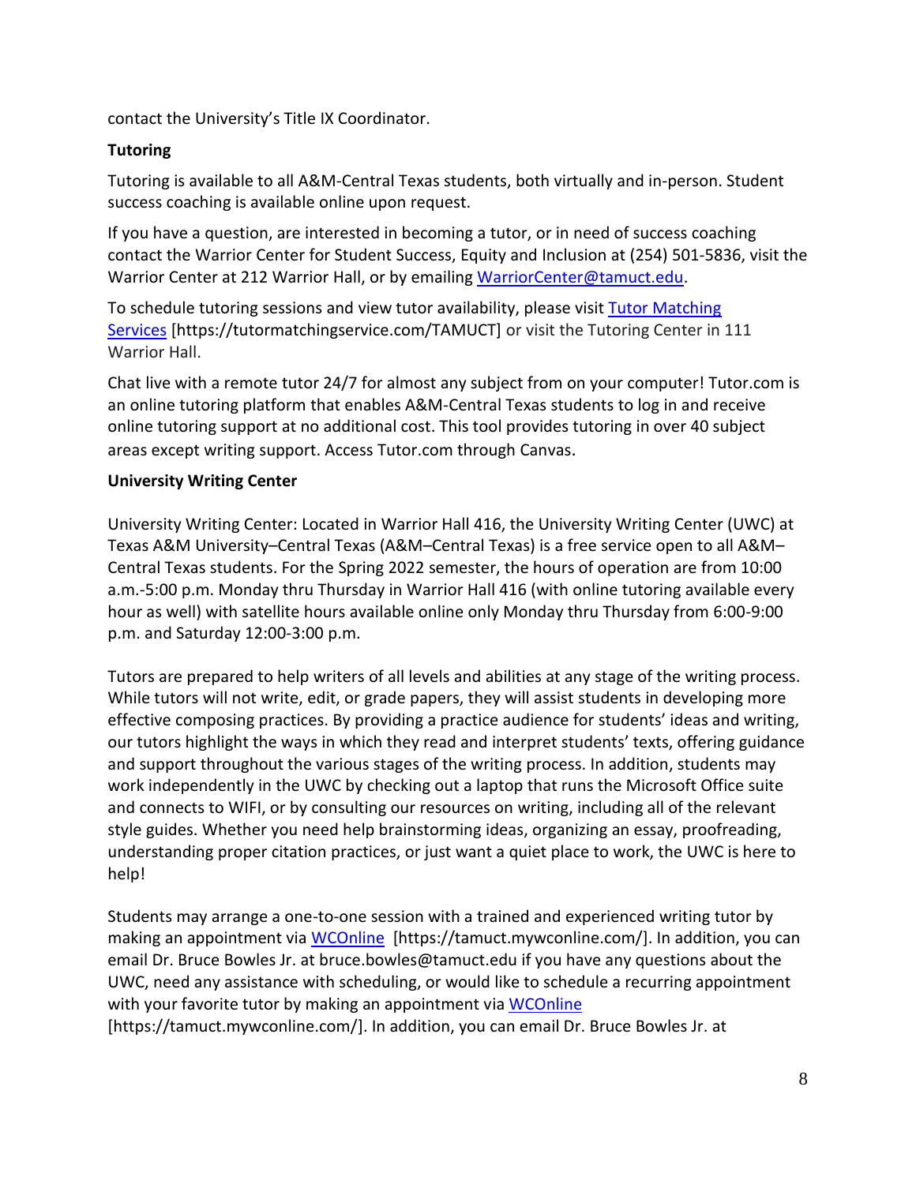contact the University's Title IX Coordinator.

**Tutoring**

Tutoring is available to all A&M-Central Texas students, both virtually and in-person. Student success coaching is available online upon request.

If you have a question, are interested in becoming a tutor, or in need of success coaching contact the Warrior Center for Student Success, Equity and Inclusion at (254) 501-5836, visit the Warrior Center at 212 Warrior Hall, or by emailing [WarriorCenter@tamuct.edu](mailto:WarriorCenter@tamuct.edu).

To schedule tutoring sessions and view tutor availability, please visit [Tutor Matching Services](https://tutormatchingservice.com/TAMUCT) [https://tutormatchingservice.com/TAMUCT] or visit the Tutoring Center in 111 Warrior Hall.

Chat live with a remote tutor 24/7 for almost any subject from on your computer! Tutor.com is an online tutoring platform that enables A&M-Central Texas students to log in and receive online tutoring support at no additional cost. This tool provides tutoring in over 40 subject areas except writing support. Access Tutor.com through Canvas.

**University Writing Center**

University Writing Center: Located in Warrior Hall 416, the University Writing Center (UWC) at Texas A&M University–Central Texas (A&M–Central Texas) is a free service open to all A&M–Central Texas students. For the Spring 2022 semester, the hours of operation are from 10:00 a.m.-5:00 p.m. Monday thru Thursday in Warrior Hall 416 (with online tutoring available every hour as well) with satellite hours available online only Monday thru Thursday from 6:00-9:00 p.m. and Saturday 12:00-3:00 p.m.

Tutors are prepared to help writers of all levels and abilities at any stage of the writing process. While tutors will not write, edit, or grade papers, they will assist students in developing more effective composing practices. By providing a practice audience for students' ideas and writing, our tutors highlight the ways in which they read and interpret students' texts, offering guidance and support throughout the various stages of the writing process. In addition, students may work independently in the UWC by checking out a laptop that runs the Microsoft Office suite and connects to WIFI, or by consulting our resources on writing, including all of the relevant style guides. Whether you need help brainstorming ideas, organizing an essay, proofreading, understanding proper citation practices, or just want a quiet place to work, the UWC is here to help!

Students may arrange a one-to-one session with a trained and experienced writing tutor by making an appointment via [WCOnline](https://tamuct.mywconline.com/) [https://tamuct.mywconline.com/]. In addition, you can email Dr. Bruce Bowles Jr. at bruce.bowles@tamuct.edu if you have any questions about the UWC, need any assistance with scheduling, or would like to schedule a recurring appointment with your favorite tutor by making an appointment via [WCOnline](https://tamuct.mywconline.com/) [https://tamuct.mywconline.com/]. In addition, you can email Dr. Bruce Bowles Jr. at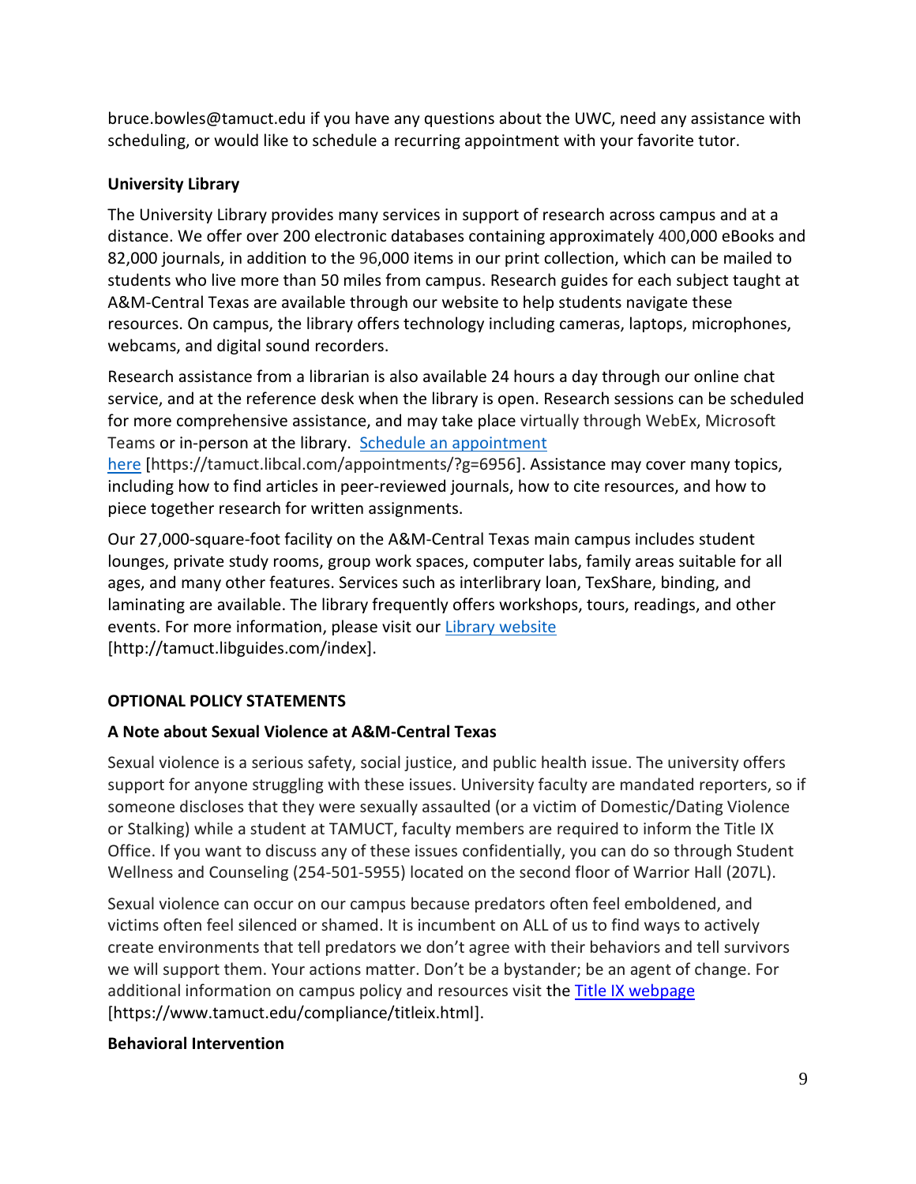bruce.bowles@tamuct.edu if you have any questions about the UWC, need any assistance with scheduling, or would like to schedule a recurring appointment with your favorite tutor.

**University Library**

The University Library provides many services in support of research across campus and at a distance. We offer over 200 electronic databases containing approximately 400,000 eBooks and 82,000 journals, in addition to the 96,000 items in our print collection, which can be mailed to students who live more than 50 miles from campus. Research guides for each subject taught at A&M-Central Texas are available through our website to help students navigate these resources. On campus, the library offers technology including cameras, laptops, microphones, webcams, and digital sound recorders.

Research assistance from a librarian is also available 24 hours a day through our online chat service, and at the reference desk when the library is open. Research sessions can be scheduled for more comprehensive assistance, and may take place virtually through WebEx, Microsoft Teams or in-person at the library. [Schedule an appointment here](https://tamuct.libcal.com/appointments/?g=6956) [https://tamuct.libcal.com/appointments/?g=6956]. Assistance may cover many topics, including how to find articles in peer-reviewed journals, how to cite resources, and how to piece together research for written assignments.

Our 27,000-square-foot facility on the A&M-Central Texas main campus includes student lounges, private study rooms, group work spaces, computer labs, family areas suitable for all ages, and many other features. Services such as interlibrary loan, TexShare, binding, and laminating are available. The library frequently offers workshops, tours, readings, and other events. For more information, please visit our [Library website](http://tamuct.libguides.com/index) [http://tamuct.libguides.com/index].

**OPTIONAL POLICY STATEMENTS**

**A Note about Sexual Violence at A&M-Central Texas**

Sexual violence is a serious safety, social justice, and public health issue. The university offers support for anyone struggling with these issues. University faculty are mandated reporters, so if someone discloses that they were sexually assaulted (or a victim of Domestic/Dating Violence or Stalking) while a student at TAMUCT, faculty members are required to inform the Title IX Office. If you want to discuss any of these issues confidentially, you can do so through Student Wellness and Counseling (254-501-5955) located on the second floor of Warrior Hall (207L).

Sexual violence can occur on our campus because predators often feel emboldened, and victims often feel silenced or shamed. It is incumbent on ALL of us to find ways to actively create environments that tell predators we don't agree with their behaviors and tell survivors we will support them. Your actions matter. Don't be a bystander; be an agent of change. For additional information on campus policy and resources visit the [Title IX webpage](https://www.tamuct.edu/compliance/titleix.html) [https://www.tamuct.edu/compliance/titleix.html].

**Behavioral Intervention**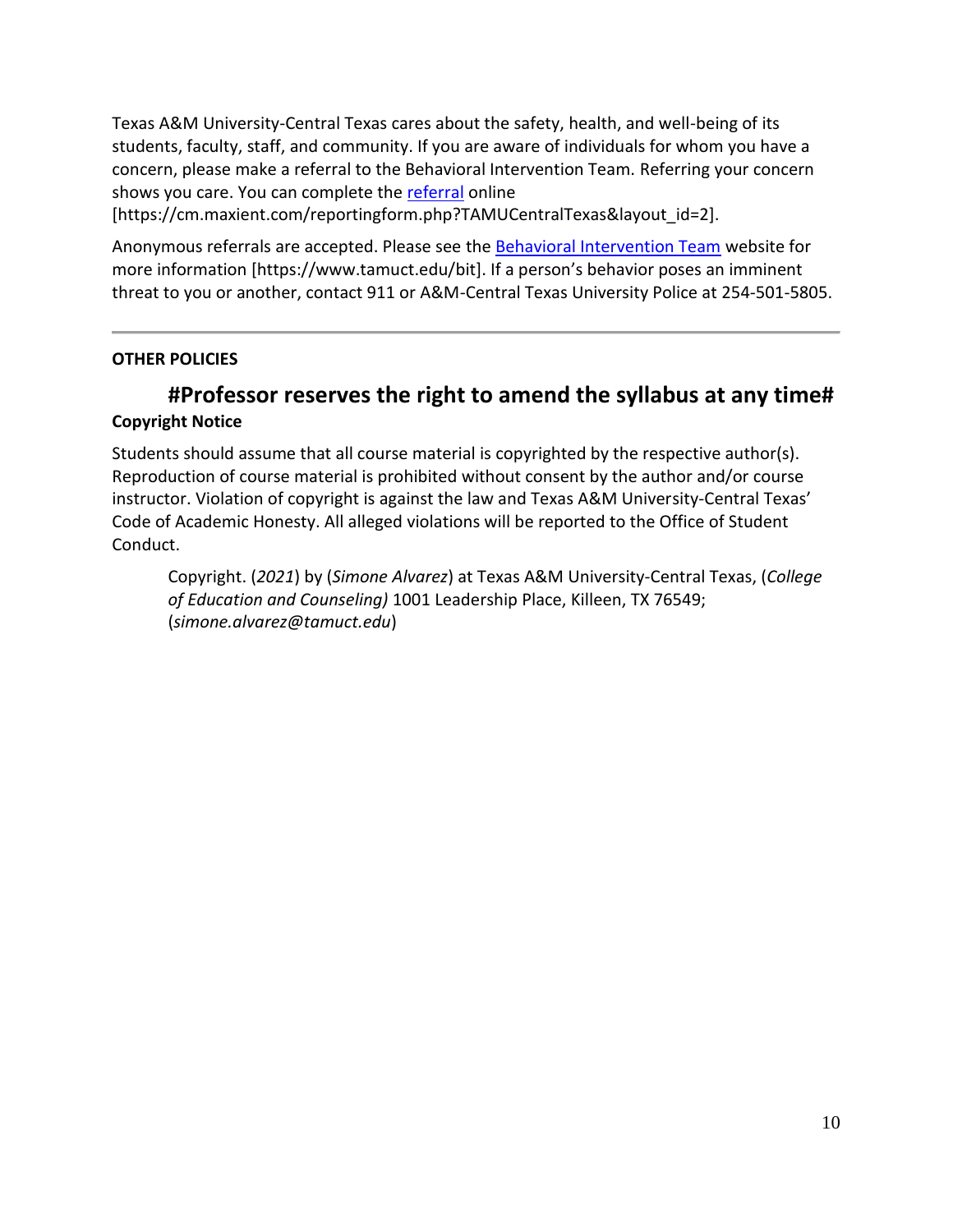Texas A&M University-Central Texas cares about the safety, health, and well-being of its students, faculty, staff, and community. If you are aware of individuals for whom you have a concern, please make a referral to the Behavioral Intervention Team. Referring your concern shows you care. You can complete the referral online [https://cm.maxient.com/reportingform.php?TAMUCentralTexas&layout_id=2].

Anonymous referrals are accepted. Please see the Behavioral Intervention Team website for more information [https://www.tamuct.edu/bit]. If a person's behavior poses an imminent threat to you or another, contact 911 or A&M-Central Texas University Police at 254-501-5805.

---

**OTHER POLICIES**

## #Professor reserves the right to amend the syllabus at any time#

**Copyright Notice**

Students should assume that all course material is copyrighted by the respective author(s). Reproduction of course material is prohibited without consent by the author and/or course instructor. Violation of copyright is against the law and Texas A&M University-Central Texas' Code of Academic Honesty. All alleged violations will be reported to the Office of Student Conduct.

> Copyright. (*2021*) by (*Simone Alvarez*) at Texas A&M University-Central Texas, (*College of Education and Counseling)* 1001 Leadership Place, Killeen, TX 76549; (*simone.alvarez@tamuct.edu*)